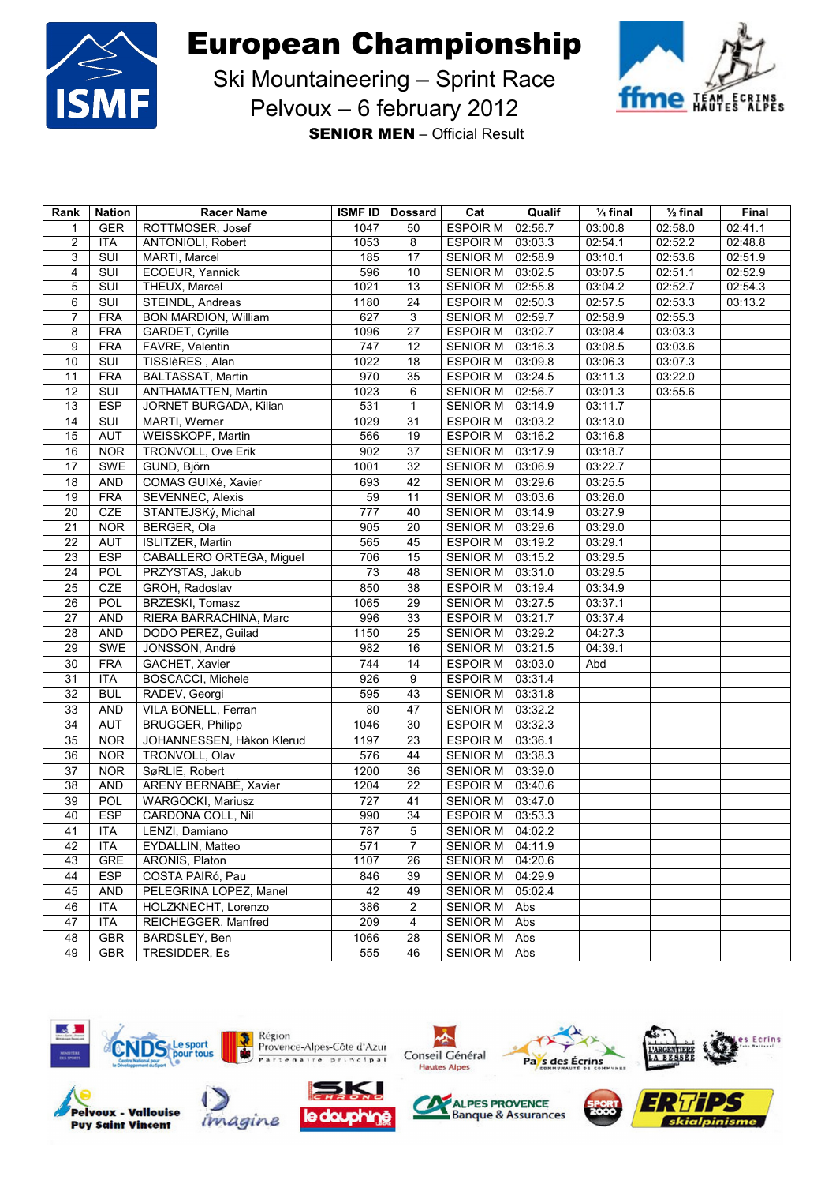# European Championship

## Ski Mountaineering – Sprint Race

## Pelvoux – 6 february 2012

**SENIOR MEN** – Official Result

| Rank | Nation | Racer Name | ISMF ID | Dossard | Cat | Qualif | ¼ final | ½ final | Final |
|---|---|---|---|---|---|---|---|---|---|
| 1 | GER | ROTTMOSER, Josef | 1047 | 50 | ESPOIR M | 02:56.7 | 03:00.8 | 02:58.0 | 02:41.1 |
| 2 | ITA | ANTONIOLI, Robert | 1053 | 8 | ESPOIR M | 03:03.3 | 02:54.1 | 02:52.2 | 02:48.8 |
| 3 | SUI | MARTI, Marcel | 185 | 17 | SENIOR M | 02:58.9 | 03:10.1 | 02:53.6 | 02:51.9 |
| 4 | SUI | ECOEUR, Yannick | 596 | 10 | SENIOR M | 03:02.5 | 03:07.5 | 02:51.1 | 02:52.9 |
| 5 | SUI | THEUX, Marcel | 1021 | 13 | SENIOR M | 02:55.8 | 03:04.2 | 02:52.7 | 02:54.3 |
| 6 | SUI | STEINDL, Andreas | 1180 | 24 | ESPOIR M | 02:50.3 | 02:57.5 | 02:53.3 | 03:13.2 |
| 7 | FRA | BON MARDION, William | 627 | 3 | SENIOR M | 02:59.7 | 02:58.9 | 02:55.3 | |
| 8 | FRA | GARDET, Cyrille | 1096 | 27 | ESPOIR M | 03:02.7 | 03:08.4 | 03:03.3 | |
| 9 | FRA | FAVRE, Valentin | 747 | 12 | SENIOR M | 03:16.3 | 03:08.5 | 03:03.6 | |
| 10 | SUI | TISSIèRES , Alan | 1022 | 18 | ESPOIR M | 03:09.8 | 03:06.3 | 03:07.3 | |
| 11 | FRA | BALTASSAT, Martin | 970 | 35 | ESPOIR M | 03:24.5 | 03:11.3 | 03:22.0 | |
| 12 | SUI | ANTHAMATTEN, Martin | 1023 | 6 | SENIOR M | 02:56.7 | 03:01.3 | 03:55.6 | |
| 13 | ESP | JORNET BURGADA, Kilian | 531 | 1 | SENIOR M | 03:14.9 | 03:11.7 | | |
| 14 | SUI | MARTI, Werner | 1029 | 31 | ESPOIR M | 03:03.2 | 03:13.0 | | |
| 15 | AUT | WEISSKOPF, Martin | 566 | 19 | ESPOIR M | 03:16.2 | 03:16.8 | | |
| 16 | NOR | TRONVOLL, Ove Erik | 902 | 37 | SENIOR M | 03:17.9 | 03:18.7 | | |
| 17 | SWE | GUND, Björn | 1001 | 32 | SENIOR M | 03:06.9 | 03:22.7 | | |
| 18 | AND | COMAS GUIXé, Xavier | 693 | 42 | SENIOR M | 03:29.6 | 03:25.5 | | |
| 19 | FRA | SEVENNEC, Alexis | 59 | 11 | SENIOR M | 03:03.6 | 03:26.0 | | |
| 20 | CZE | STANTEJSKÝ, Michal | 777 | 40 | SENIOR M | 03:14.9 | 03:27.9 | | |
| 21 | NOR | BERGER, Ola | 905 | 20 | SENIOR M | 03:29.6 | 03:29.0 | | |
| 22 | AUT | ISLITZER, Martin | 565 | 45 | ESPOIR M | 03:19.2 | 03:29.1 | | |
| 23 | ESP | CABALLERO ORTEGA, Miguel | 706 | 15 | SENIOR M | 03:15.2 | 03:29.5 | | |
| 24 | POL | PRZYSTAS, Jakub | 73 | 48 | SENIOR M | 03:31.0 | 03:29.5 | | |
| 25 | CZE | GROH, Radoslav | 850 | 38 | ESPOIR M | 03:19.4 | 03:34.9 | | |
| 26 | POL | BRZESKI, Tomasz | 1065 | 29 | SENIOR M | 03:27.5 | 03:37.1 | | |
| 27 | AND | RIERA BARRACHINA, Marc | 996 | 33 | ESPOIR M | 03:21.7 | 03:37.4 | | |
| 28 | AND | DODO PEREZ, Guilad | 1150 | 25 | SENIOR M | 03:29.2 | 04:27.3 | | |
| 29 | SWE | JONSSON, André | 982 | 16 | SENIOR M | 03:21.5 | 04:39.1 | | |
| 30 | FRA | GACHET, Xavier | 744 | 14 | ESPOIR M | 03:03.0 | Abd | | |
| 31 | ITA | BOSCACCI, Michele | 926 | 9 | ESPOIR M | 03:31.4 | | | |
| 32 | BUL | RADEV, Georgi | 595 | 43 | SENIOR M | 03:31.8 | | | |
| 33 | AND | VILA BONELL, Ferran | 80 | 47 | SENIOR M | 03:32.2 | | | |
| 34 | AUT | BRUGGER, Philipp | 1046 | 30 | ESPOIR M | 03:32.3 | | | |
| 35 | NOR | JOHANNESSEN, Håkon Klerud | 1197 | 23 | ESPOIR M | 03:36.1 | | | |
| 36 | NOR | TRONVOLL, Olav | 576 | 44 | SENIOR M | 03:38.3 | | | |
| 37 | NOR | SøRLIE, Robert | 1200 | 36 | SENIOR M | 03:39.0 | | | |
| 38 | AND | ARENY BERNABÉ, Xavier | 1204 | 22 | ESPOIR M | 03:40.6 | | | |
| 39 | POL | WARGOCKI, Mariusz | 727 | 41 | SENIOR M | 03:47.0 | | | |
| 40 | ESP | CARDONA COLL, Nil | 990 | 34 | ESPOIR M | 03:53.3 | | | |
| 41 | ITA | LENZI, Damiano | 787 | 5 | SENIOR M | 04:02.2 | | | |
| 42 | ITA | EYDALLIN, Matteo | 571 | 7 | SENIOR M | 04:11.9 | | | |
| 43 | GRE | ARONIS, Platon | 1107 | 26 | SENIOR M | 04:20.6 | | | |
| 44 | ESP | COSTA PAIRó, Pau | 846 | 39 | SENIOR M | 04:29.9 | | | |
| 45 | AND | PELEGRINA LOPEZ, Manel | 42 | 49 | SENIOR M | 05:02.4 | | | |
| 46 | ITA | HOLZKNECHT, Lorenzo | 386 | 2 | SENIOR M | Abs | | | |
| 47 | ITA | REICHEGGER, Manfred | 209 | 4 | SENIOR M | Abs | | | |
| 48 | GBR | BARDSLEY, Ben | 1066 | 28 | SENIOR M | Abs | | | |
| 49 | GBR | TRESIDDER, Es | 555 | 46 | SENIOR M | Abs | | | |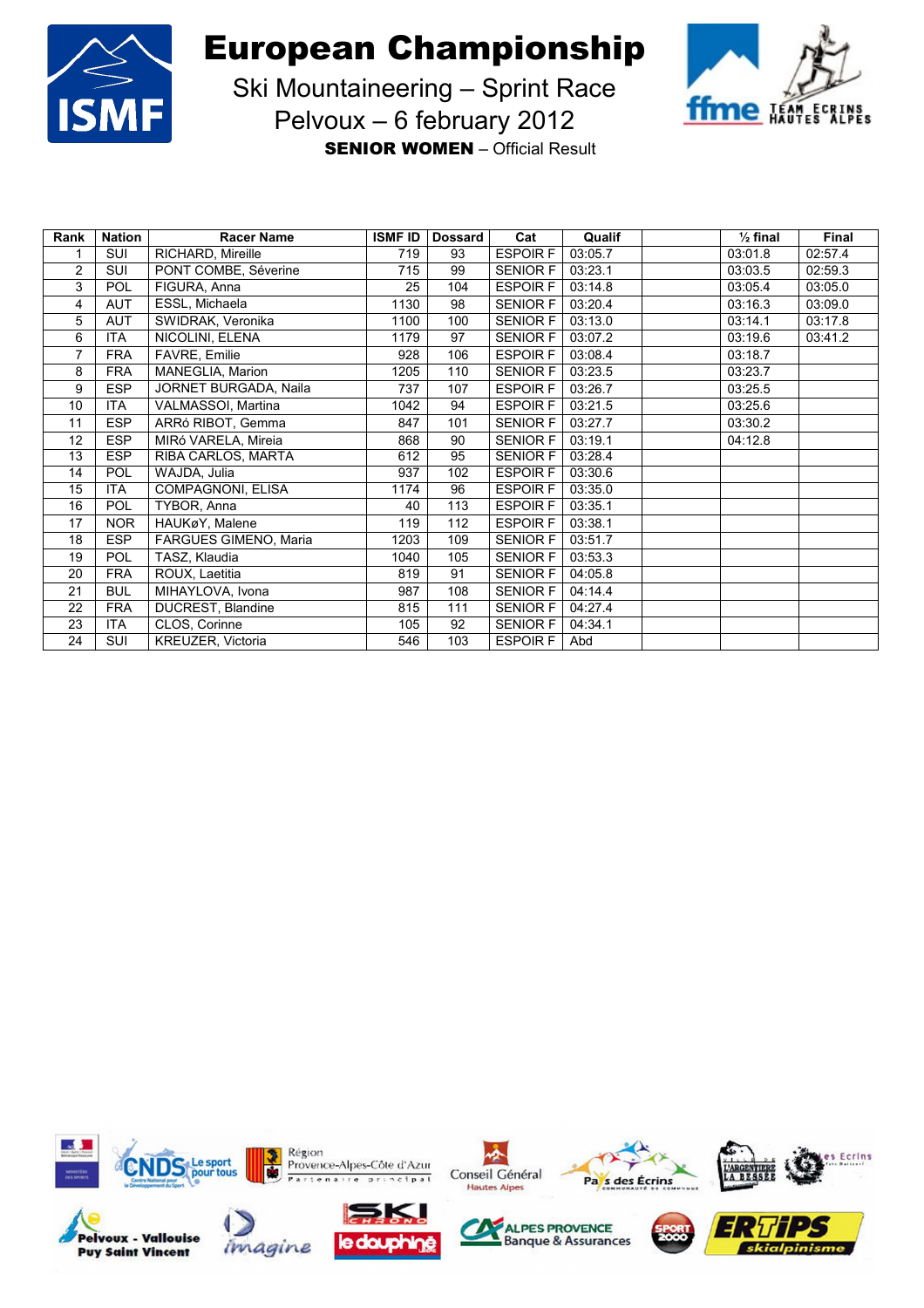# European Championship

## Ski Mountaineering – Sprint Race

## Pelvoux – 6 february 2012

**SENIOR WOMEN** – Official Result

| Rank | Nation | Racer Name | ISMF ID | Dossard | Cat | Qualif | | ½ final | Final |
|---|---|---|---|---|---|---|---|---|---|
| 1 | SUI | RICHARD, Mireille | 719 | 93 | ESPOIR F | 03:05.7 | | 03:01.8 | 02:57.4 |
| 2 | SUI | PONT COMBE, Séverine | 715 | 99 | SENIOR F | 03:23.1 | | 03:03.5 | 02:59.3 |
| 3 | POL | FIGURA, Anna | 25 | 104 | ESPOIR F | 03:14.8 | | 03:05.4 | 03:05.0 |
| 4 | AUT | ESSL, Michaela | 1130 | 98 | SENIOR F | 03:20.4 | | 03:16.3 | 03:09.0 |
| 5 | AUT | SWIDRAK, Veronika | 1100 | 100 | SENIOR F | 03:13.0 | | 03:14.1 | 03:17.8 |
| 6 | ITA | NICOLINI, ELENA | 1179 | 97 | SENIOR F | 03:07.2 | | 03:19.6 | 03:41.2 |
| 7 | FRA | FAVRE, Emilie | 928 | 106 | ESPOIR F | 03:08.4 | | 03:18.7 | |
| 8 | FRA | MANEGLIA, Marion | 1205 | 110 | SENIOR F | 03:23.5 | | 03:23.7 | |
| 9 | ESP | JORNET BURGADA, Naila | 737 | 107 | ESPOIR F | 03:26.7 | | 03:25.5 | |
| 10 | ITA | VALMASSOI, Martina | 1042 | 94 | ESPOIR F | 03:21.5 | | 03:25.6 | |
| 11 | ESP | ARRó RIBOT, Gemma | 847 | 101 | SENIOR F | 03:27.7 | | 03:30.2 | |
| 12 | ESP | MIRó VARELA, Mireia | 868 | 90 | SENIOR F | 03:19.1 | | 04:12.8 | |
| 13 | ESP | RIBA CARLOS, MARTA | 612 | 95 | SENIOR F | 03:28.4 | | | |
| 14 | POL | WAJDA, Julia | 937 | 102 | ESPOIR F | 03:30.6 | | | |
| 15 | ITA | COMPAGNONI, ELISA | 1174 | 96 | ESPOIR F | 03:35.0 | | | |
| 16 | POL | TYBOR, Anna | 40 | 113 | ESPOIR F | 03:35.1 | | | |
| 17 | NOR | HAUKøY, Malene | 119 | 112 | ESPOIR F | 03:38.1 | | | |
| 18 | ESP | FARGUES GIMENO, Maria | 1203 | 109 | SENIOR F | 03:51.7 | | | |
| 19 | POL | TASZ, Klaudia | 1040 | 105 | SENIOR F | 03:53.3 | | | |
| 20 | FRA | ROUX, Laetitia | 819 | 91 | SENIOR F | 04:05.8 | | | |
| 21 | BUL | MIHAYLOVA, Ivona | 987 | 108 | SENIOR F | 04:14.4 | | | |
| 22 | FRA | DUCREST, Blandine | 815 | 111 | SENIOR F | 04:27.4 | | | |
| 23 | ITA | CLOS, Corinne | 105 | 92 | SENIOR F | 04:34.1 | | | |
| 24 | SUI | KREUZER, Victoria | 546 | 103 | ESPOIR F | Abd | | | |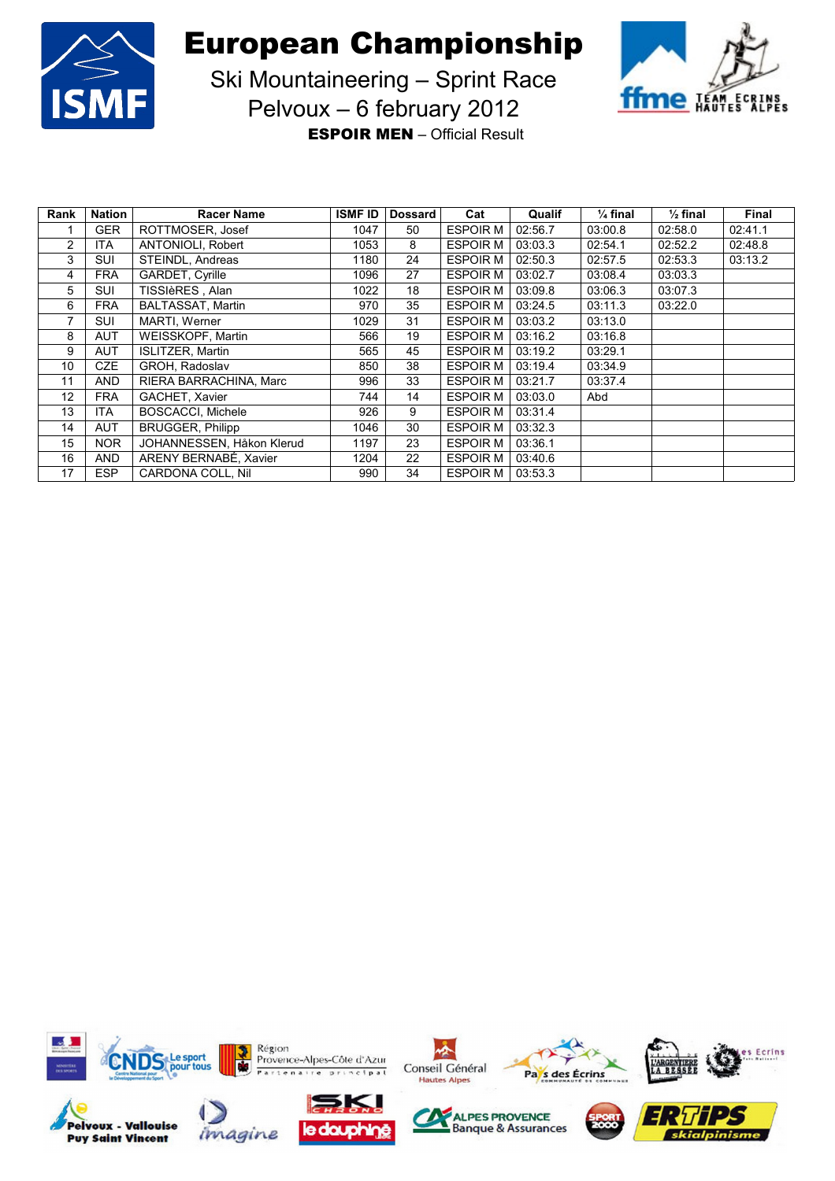# European Championship

## Ski Mountaineering – Sprint Race

## Pelvoux – 6 february 2012

**ESPOIR MEN** – Official Result

| Rank | Nation | Racer Name | ISMF ID | Dossard | Cat | Qualif | ¼ final | ½ final | Final |
|---|---|---|---|---|---|---|---|---|---|
| 1 | GER | ROTTMOSER, Josef | 1047 | 50 | ESPOIR M | 02:56.7 | 03:00.8 | 02:58.0 | 02:41.1 |
| 2 | ITA | ANTONIOLI, Robert | 1053 | 8 | ESPOIR M | 03:03.3 | 02:54.1 | 02:52.2 | 02:48.8 |
| 3 | SUI | STEINDL, Andreas | 1180 | 24 | ESPOIR M | 02:50.3 | 02:57.5 | 02:53.3 | 03:13.2 |
| 4 | FRA | GARDET, Cyrille | 1096 | 27 | ESPOIR M | 03:02.7 | 03:08.4 | 03:03.3 | |
| 5 | SUI | TISSIèRES , Alan | 1022 | 18 | ESPOIR M | 03:09.8 | 03:06.3 | 03:07.3 | |
| 6 | FRA | BALTASSAT, Martin | 970 | 35 | ESPOIR M | 03:24.5 | 03:11.3 | 03:22.0 | |
| 7 | SUI | MARTI, Werner | 1029 | 31 | ESPOIR M | 03:03.2 | 03:13.0 | | |
| 8 | AUT | WEISSKOPF, Martin | 566 | 19 | ESPOIR M | 03:16.2 | 03:16.8 | | |
| 9 | AUT | ISLITZER, Martin | 565 | 45 | ESPOIR M | 03:19.2 | 03:29.1 | | |
| 10 | CZE | GROH, Radoslav | 850 | 38 | ESPOIR M | 03:19.4 | 03:34.9 | | |
| 11 | AND | RIERA BARRACHINA, Marc | 996 | 33 | ESPOIR M | 03:21.7 | 03:37.4 | | |
| 12 | FRA | GACHET, Xavier | 744 | 14 | ESPOIR M | 03:03.0 | Abd | | |
| 13 | ITA | BOSCACCI, Michele | 926 | 9 | ESPOIR M | 03:31.4 | | | |
| 14 | AUT | BRUGGER, Philipp | 1046 | 30 | ESPOIR M | 03:32.3 | | | |
| 15 | NOR | JOHANNESSEN, Håkon Klerud | 1197 | 23 | ESPOIR M | 03:36.1 | | | |
| 16 | AND | ARENY BERNABÉ, Xavier | 1204 | 22 | ESPOIR M | 03:40.6 | | | |
| 17 | ESP | CARDONA COLL, Nil | 990 | 34 | ESPOIR M | 03:53.3 | | | |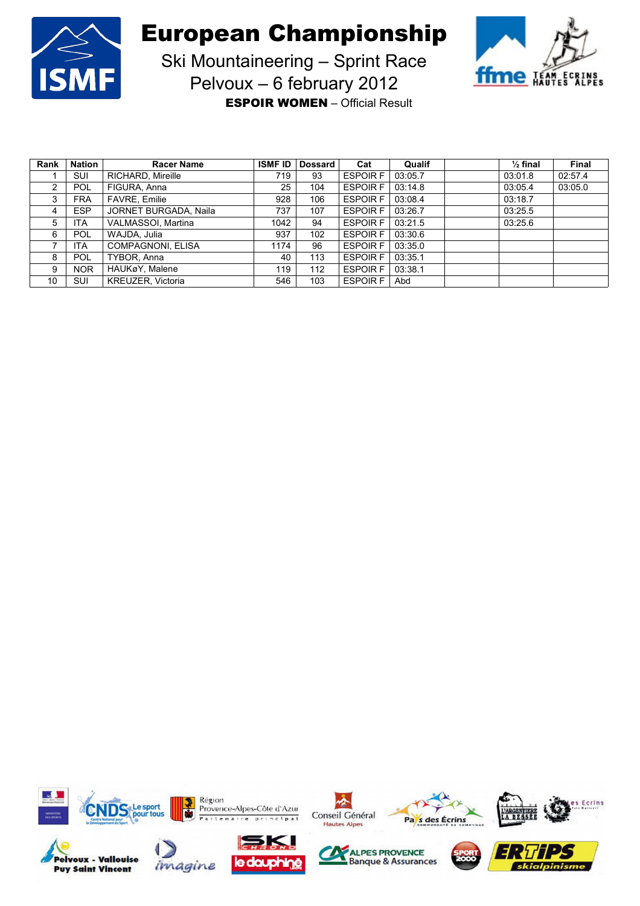# European Championship

## Ski Mountaineering – Sprint Race

## Pelvoux – 6 february 2012

**ESPOIR WOMEN** – Official Result

| Rank | Nation | Racer Name | ISMF ID | Dossard | Cat | Qualif | | ½ final | Final |
|---|---|---|---|---|---|---|---|---|---|
| 1 | SUI | RICHARD, Mireille | 719 | 93 | ESPOIR F | 03:05.7 | | 03:01.8 | 02:57.4 |
| 2 | POL | FIGURA, Anna | 25 | 104 | ESPOIR F | 03:14.8 | | 03:05.4 | 03:05.0 |
| 3 | FRA | FAVRE, Emilie | 928 | 106 | ESPOIR F | 03:08.4 | | 03:18.7 | |
| 4 | ESP | JORNET BURGADA, Naila | 737 | 107 | ESPOIR F | 03:26.7 | | 03:25.5 | |
| 5 | ITA | VALMASSOI, Martina | 1042 | 94 | ESPOIR F | 03:21.5 | | 03:25.6 | |
| 6 | POL | WAJDA, Julia | 937 | 102 | ESPOIR F | 03:30.6 | | | |
| 7 | ITA | COMPAGNONI, ELISA | 1174 | 96 | ESPOIR F | 03:35.0 | | | |
| 8 | POL | TYBOR, Anna | 40 | 113 | ESPOIR F | 03:35.1 | | | |
| 9 | NOR | HAUKøY, Malene | 119 | 112 | ESPOIR F | 03:38.1 | | | |
| 10 | SUI | KREUZER, Victoria | 546 | 103 | ESPOIR F | Abd | | | |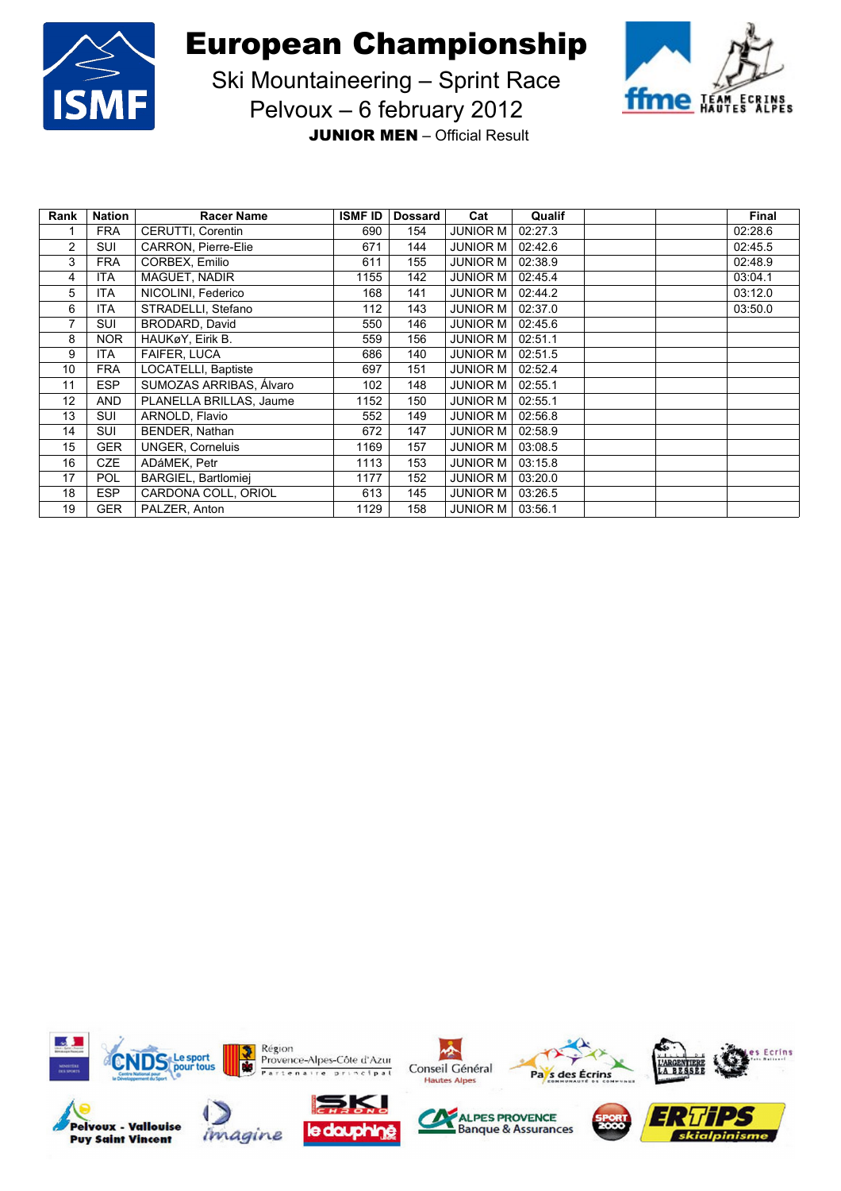# European Championship

## Ski Mountaineering – Sprint Race

## Pelvoux – 6 february 2012

**JUNIOR MEN** – Official Result

| Rank | Nation | Racer Name | ISMF ID | Dossard | Cat | Qualif | | | Final |
|---|---|---|---|---|---|---|---|---|---|
| 1 | FRA | CERUTTI, Corentin | 690 | 154 | JUNIOR M | 02:27.3 | | | 02:28.6 |
| 2 | SUI | CARRON, Pierre-Elie | 671 | 144 | JUNIOR M | 02:42.6 | | | 02:45.5 |
| 3 | FRA | CORBEX, Emilio | 611 | 155 | JUNIOR M | 02:38.9 | | | 02:48.9 |
| 4 | ITA | MAGUET, NADIR | 1155 | 142 | JUNIOR M | 02:45.4 | | | 03:04.1 |
| 5 | ITA | NICOLINI, Federico | 168 | 141 | JUNIOR M | 02:44.2 | | | 03:12.0 |
| 6 | ITA | STRADELLI, Stefano | 112 | 143 | JUNIOR M | 02:37.0 | | | 03:50.0 |
| 7 | SUI | BRODARD, David | 550 | 146 | JUNIOR M | 02:45.6 | | | |
| 8 | NOR | HAUKøY, Eirik B. | 559 | 156 | JUNIOR M | 02:51.1 | | | |
| 9 | ITA | FAIFER, LUCA | 686 | 140 | JUNIOR M | 02:51.5 | | | |
| 10 | FRA | LOCATELLI, Baptiste | 697 | 151 | JUNIOR M | 02:52.4 | | | |
| 11 | ESP | SUMOZAS ARRIBAS, Álvaro | 102 | 148 | JUNIOR M | 02:55.1 | | | |
| 12 | AND | PLANELLA BRILLAS, Jaume | 1152 | 150 | JUNIOR M | 02:55.1 | | | |
| 13 | SUI | ARNOLD, Flavio | 552 | 149 | JUNIOR M | 02:56.8 | | | |
| 14 | SUI | BENDER, Nathan | 672 | 147 | JUNIOR M | 02:58.9 | | | |
| 15 | GER | UNGER, Corneluis | 1169 | 157 | JUNIOR M | 03:08.5 | | | |
| 16 | CZE | ADáMEK, Petr | 1113 | 153 | JUNIOR M | 03:15.8 | | | |
| 17 | POL | BARGIEL, Bartlomiej | 1177 | 152 | JUNIOR M | 03:20.0 | | | |
| 18 | ESP | CARDONA COLL, ORIOL | 613 | 145 | JUNIOR M | 03:26.5 | | | |
| 19 | GER | PALZER, Anton | 1129 | 158 | JUNIOR M | 03:56.1 | | | |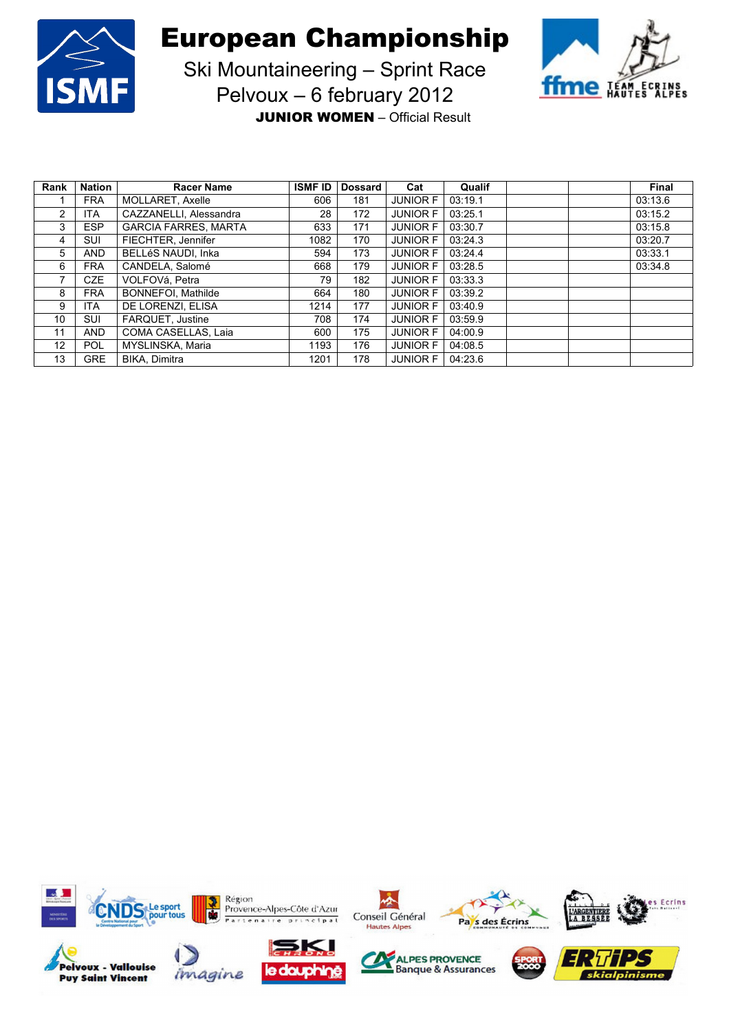# European Championship

## Ski Mountaineering – Sprint Race

## Pelvoux – 6 february 2012

**JUNIOR WOMEN** – Official Result

| Rank | Nation | Racer Name | ISMF ID | Dossard | Cat | Qualif | | | Final |
|---|---|---|---|---|---|---|---|---|---|
| 1 | FRA | MOLLARET, Axelle | 606 | 181 | JUNIOR F | 03:19.1 | | | 03:13.6 |
| 2 | ITA | CAZZANELLI, Alessandra | 28 | 172 | JUNIOR F | 03:25.1 | | | 03:15.2 |
| 3 | ESP | GARCIA FARRES, MARTA | 633 | 171 | JUNIOR F | 03:30.7 | | | 03:15.8 |
| 4 | SUI | FIECHTER, Jennifer | 1082 | 170 | JUNIOR F | 03:24.3 | | | 03:20.7 |
| 5 | AND | BELLéS NAUDI, Inka | 594 | 173 | JUNIOR F | 03:24.4 | | | 03:33.1 |
| 6 | FRA | CANDELA, Salomé | 668 | 179 | JUNIOR F | 03:28.5 | | | 03:34.8 |
| 7 | CZE | VOLFOVá, Petra | 79 | 182 | JUNIOR F | 03:33.3 | | | |
| 8 | FRA | BONNEFOI, Mathilde | 664 | 180 | JUNIOR F | 03:39.2 | | | |
| 9 | ITA | DE LORENZI, ELISA | 1214 | 177 | JUNIOR F | 03:40.9 | | | |
| 10 | SUI | FARQUET, Justine | 708 | 174 | JUNIOR F | 03:59.9 | | | |
| 11 | AND | COMA CASELLAS, Laia | 600 | 175 | JUNIOR F | 04:00.9 | | | |
| 12 | POL | MYSLINSKA, Maria | 1193 | 176 | JUNIOR F | 04:08.5 | | | |
| 13 | GRE | BIKA, Dimitra | 1201 | 178 | JUNIOR F | 04:23.6 | | | |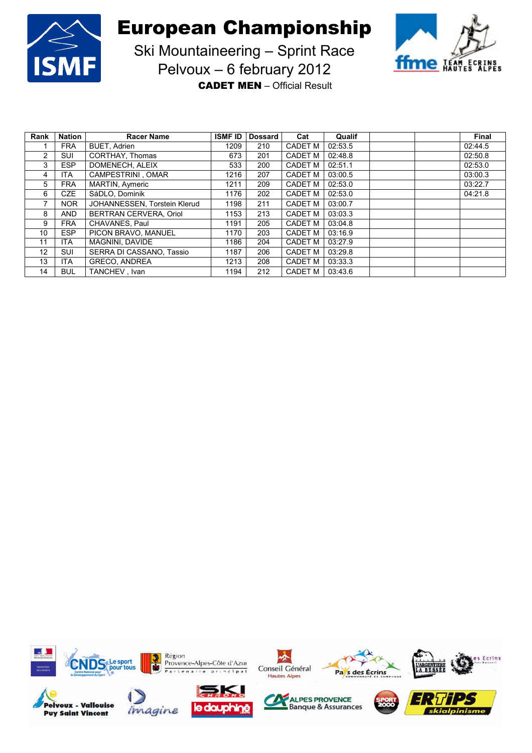# European Championship

## Ski Mountaineering – Sprint Race

## Pelvoux – 6 february 2012

**CADET MEN** – Official Result

| Rank | Nation | Racer Name | ISMF ID | Dossard | Cat | Qualif | | | Final |
|---|---|---|---|---|---|---|---|---|---|
| 1 | FRA | BUET, Adrien | 1209 | 210 | CADET M | 02:53.5 | | | 02:44.5 |
| 2 | SUI | CORTHAY, Thomas | 673 | 201 | CADET M | 02:48.8 | | | 02:50.8 |
| 3 | ESP | DOMENECH, ALEIX | 533 | 200 | CADET M | 02:51.1 | | | 02:53.0 |
| 4 | ITA | CAMPESTRINI , OMAR | 1216 | 207 | CADET M | 03:00.5 | | | 03:00.3 |
| 5 | FRA | MARTIN, Aymeric | 1211 | 209 | CADET M | 02:53.0 | | | 03:22.7 |
| 6 | CZE | SáDLO, Dominik | 1176 | 202 | CADET M | 02:53.0 | | | 04:21.8 |
| 7 | NOR | JOHANNESSEN, Torstein Klerud | 1198 | 211 | CADET M | 03:00.7 | | | |
| 8 | AND | BERTRAN CERVERA, Oriol | 1153 | 213 | CADET M | 03:03.3 | | | |
| 9 | FRA | CHAVANES, Paul | 1191 | 205 | CADET M | 03:04.8 | | | |
| 10 | ESP | PICON BRAVO, MANUEL | 1170 | 203 | CADET M | 03:16.9 | | | |
| 11 | ITA | MAGNINI, DAVIDE | 1186 | 204 | CADET M | 03:27.9 | | | |
| 12 | SUI | SERRA DI CASSANO, Tassio | 1187 | 206 | CADET M | 03:29.8 | | | |
| 13 | ITA | GRECO, ANDREA | 1213 | 208 | CADET M | 03:33.3 | | | |
| 14 | BUL | TANCHEV , Ivan | 1194 | 212 | CADET M | 03:43.6 | | | |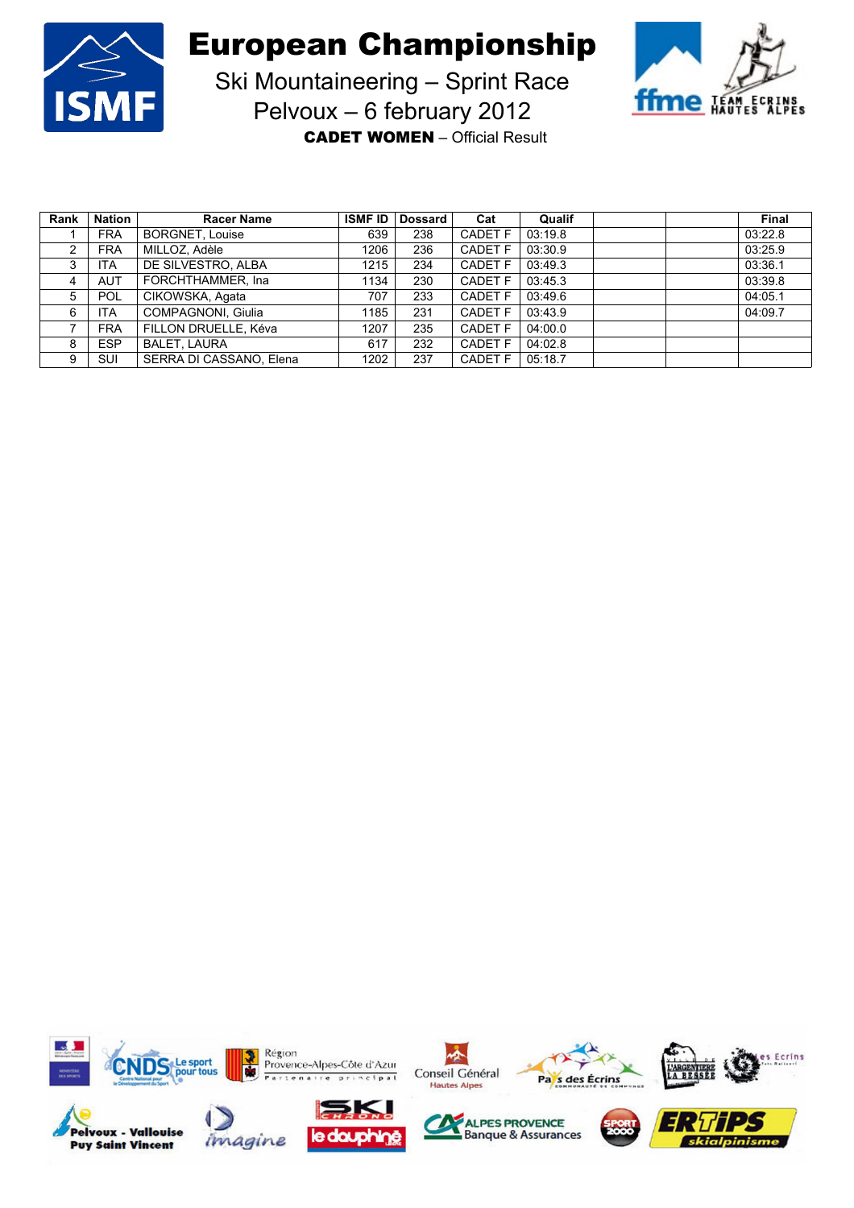# European Championship

## Ski Mountaineering – Sprint Race

## Pelvoux – 6 february 2012

**CADET WOMEN** – Official Result

| Rank | Nation | Racer Name | ISMF ID | Dossard | Cat | Qualif | | | Final |
|---|---|---|---|---|---|---|---|---|---|
| 1 | FRA | BORGNET, Louise | 639 | 238 | CADET F | 03:19.8 | | | 03:22.8 |
| 2 | FRA | MILLOZ, Adèle | 1206 | 236 | CADET F | 03:30.9 | | | 03:25.9 |
| 3 | ITA | DE SILVESTRO, ALBA | 1215 | 234 | CADET F | 03:49.3 | | | 03:36.1 |
| 4 | AUT | FORCHTHAMMER, Ina | 1134 | 230 | CADET F | 03:45.3 | | | 03:39.8 |
| 5 | POL | CIKOWSKA, Agata | 707 | 233 | CADET F | 03:49.6 | | | 04:05.1 |
| 6 | ITA | COMPAGNONI, Giulia | 1185 | 231 | CADET F | 03:43.9 | | | 04:09.7 |
| 7 | FRA | FILLON DRUELLE, Kéva | 1207 | 235 | CADET F | 04:00.0 | | | |
| 8 | ESP | BALET, LAURA | 617 | 232 | CADET F | 04:02.8 | | | |
| 9 | SUI | SERRA DI CASSANO, Elena | 1202 | 237 | CADET F | 05:18.7 | | | |